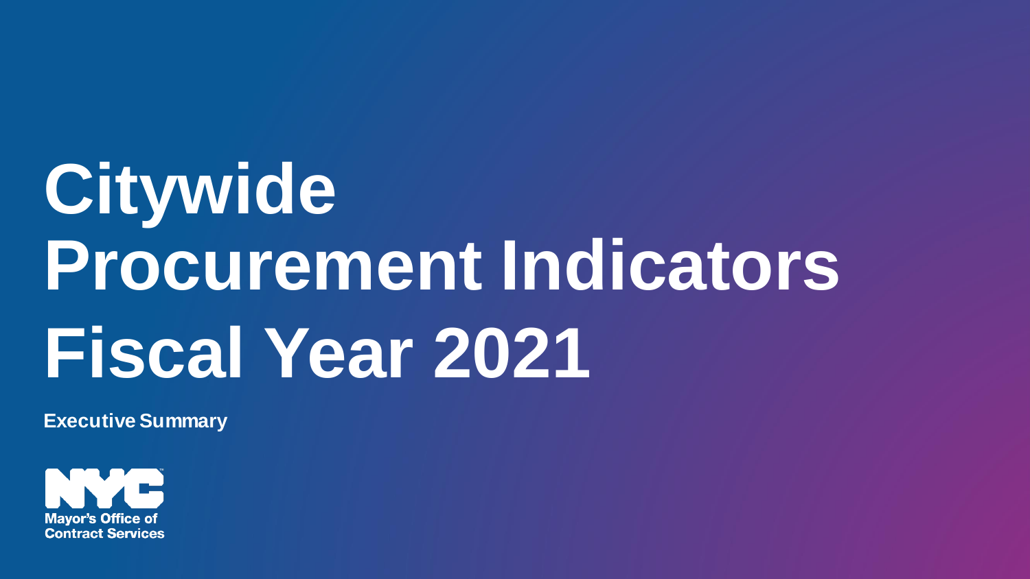# Citywide Procurement Indicators Fiscal Year 2021

**Executive Summary**

NYC Mayor's Office of Contract Services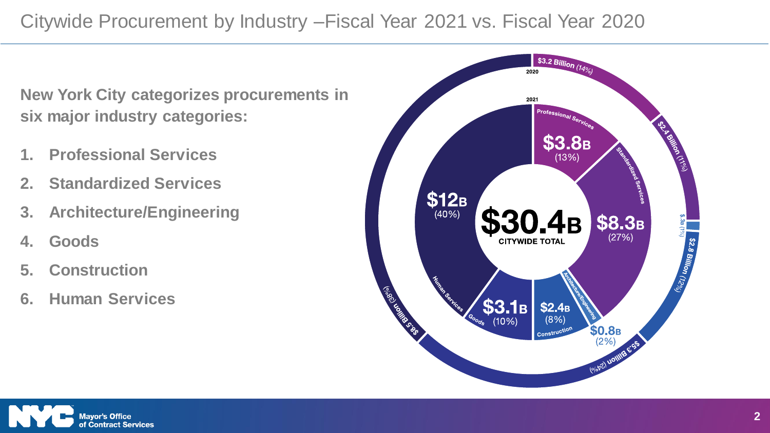# Citywide Procurement by Industry –Fiscal Year 2021 vs. Fiscal Year 2020

**New York City categorizes procurements in six major industry categories:**

1. **Professional Services**
2. **Standardized Services**
3. **Architecture/Engineering**
4. **Goods**
5. **Construction**
6. **Human Services**

**$30.4B**
CITYWIDE TOTAL

| Industry | 2021 | 2020 |
| --- | --- | --- |
| Professional Services | $3.8B (13%) | $3.2 Billion (14%) |
| Standardized Services | $8.3B (27%) | $2.4 Billion (11%) |
| Architecture/Engineering | $0.8B (2%) | $.3B (1%) |
| Construction | $2.4B (8%) | $2.8 Billion (12%) |
| Goods | $3.1B (10%) | $5.3 Billion (24%) |
| Human Services | $12B (40%) | $8.5 Billion (38%) |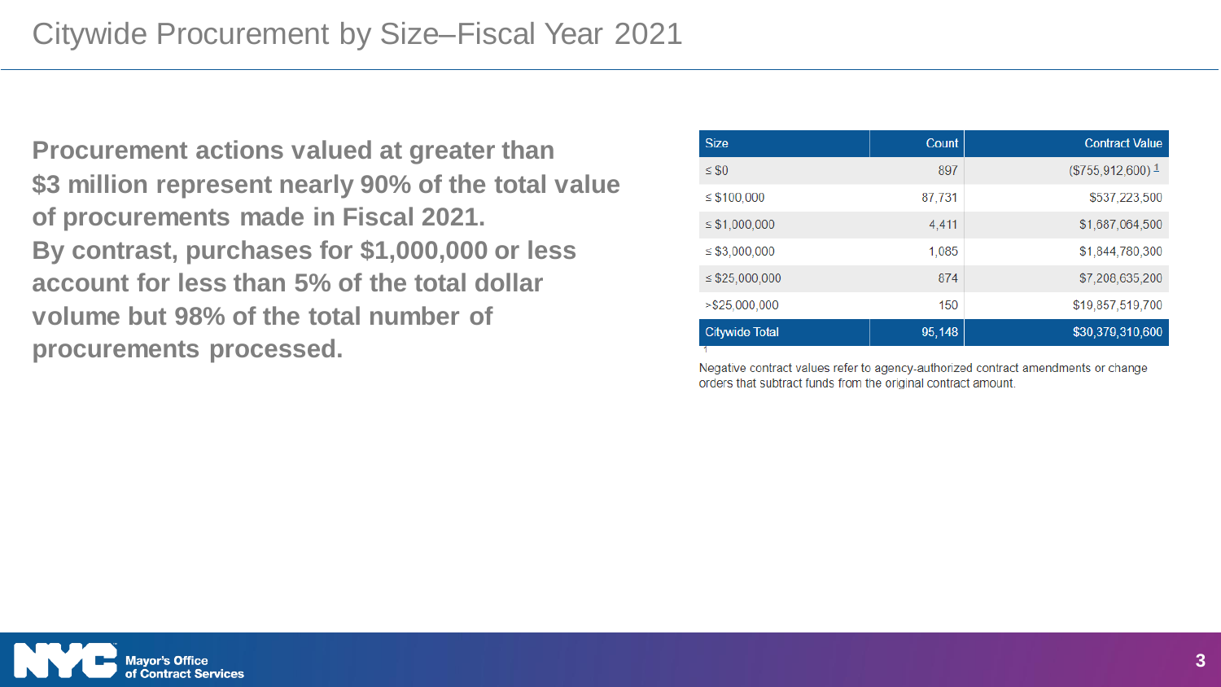# Citywide Procurement by Size–Fiscal Year 2021

**Procurement actions valued at greater than $3 million represent nearly 90% of the total value of procurements made in Fiscal 2021. By contrast, purchases for $1,000,000 or less account for less than 5% of the total dollar volume but 98% of the total number of procurements processed.**

| Size | Count | Contract Value |
|---|---|---|
| ≤ $0 | 897 | ($755,912,600) [1] |
| ≤ $100,000 | 87,731 | $537,223,500 |
| ≤ $1,000,000 | 4,411 | $1,687,064,500 |
| ≤ $3,000,000 | 1,085 | $1,844,780,300 |
| ≤ $25,000,000 | 874 | $7,208,635,200 |
| >$25,000,000 | 150 | $19,857,519,700 |
| Citywide Total | 95,148 | $30,379,310,600 |

[1] Negative contract values refer to agency-authorized contract amendments or change orders that subtract funds from the original contract amount.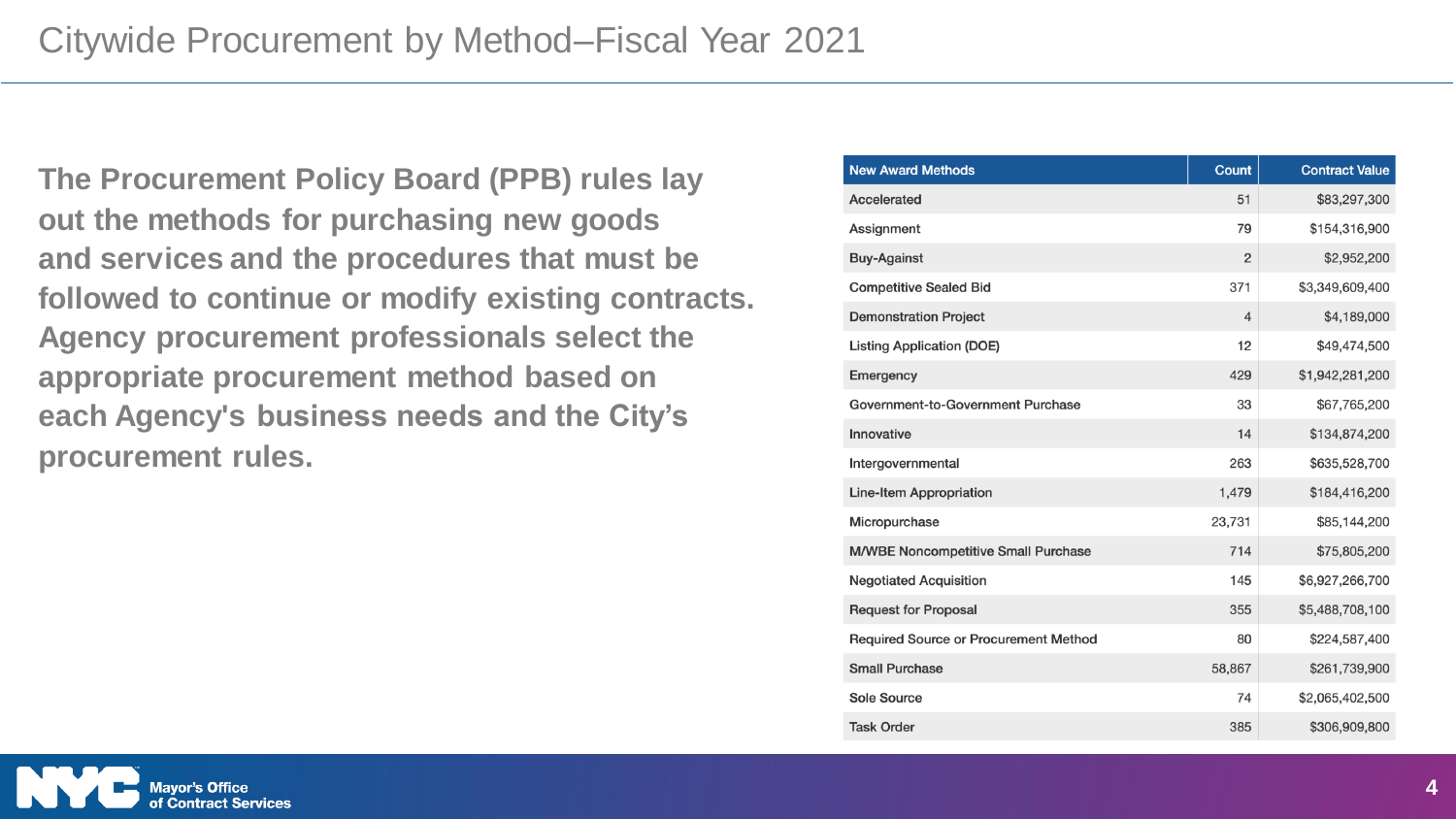# Citywide Procurement by Method–Fiscal Year 2021

**The Procurement Policy Board (PPB) rules lay out the methods for purchasing new goods and services and the procedures that must be followed to continue or modify existing contracts. Agency procurement professionals select the appropriate procurement method based on each Agency's business needs and the City's procurement rules.**

| New Award Methods | Count | Contract Value |
|---|---|---|
| Accelerated | 51 | $83,297,300 |
| Assignment | 79 | $154,316,900 |
| Buy-Against | 2 | $2,952,200 |
| Competitive Sealed Bid | 371 | $3,349,609,400 |
| Demonstration Project | 4 | $4,189,000 |
| Listing Application (DOE) | 12 | $49,474,500 |
| Emergency | 429 | $1,942,281,200 |
| Government-to-Government Purchase | 33 | $67,765,200 |
| Innovative | 14 | $134,874,200 |
| Intergovernmental | 263 | $635,528,700 |
| Line-Item Appropriation | 1,479 | $184,416,200 |
| Micropurchase | 23,731 | $85,144,200 |
| M/WBE Noncompetitive Small Purchase | 714 | $75,805,200 |
| Negotiated Acquisition | 145 | $6,927,266,700 |
| Request for Proposal | 355 | $5,488,708,100 |
| Required Source or Procurement Method | 80 | $224,587,400 |
| Small Purchase | 58,867 | $261,739,900 |
| Sole Source | 74 | $2,065,402,500 |
| Task Order | 385 | $306,909,800 |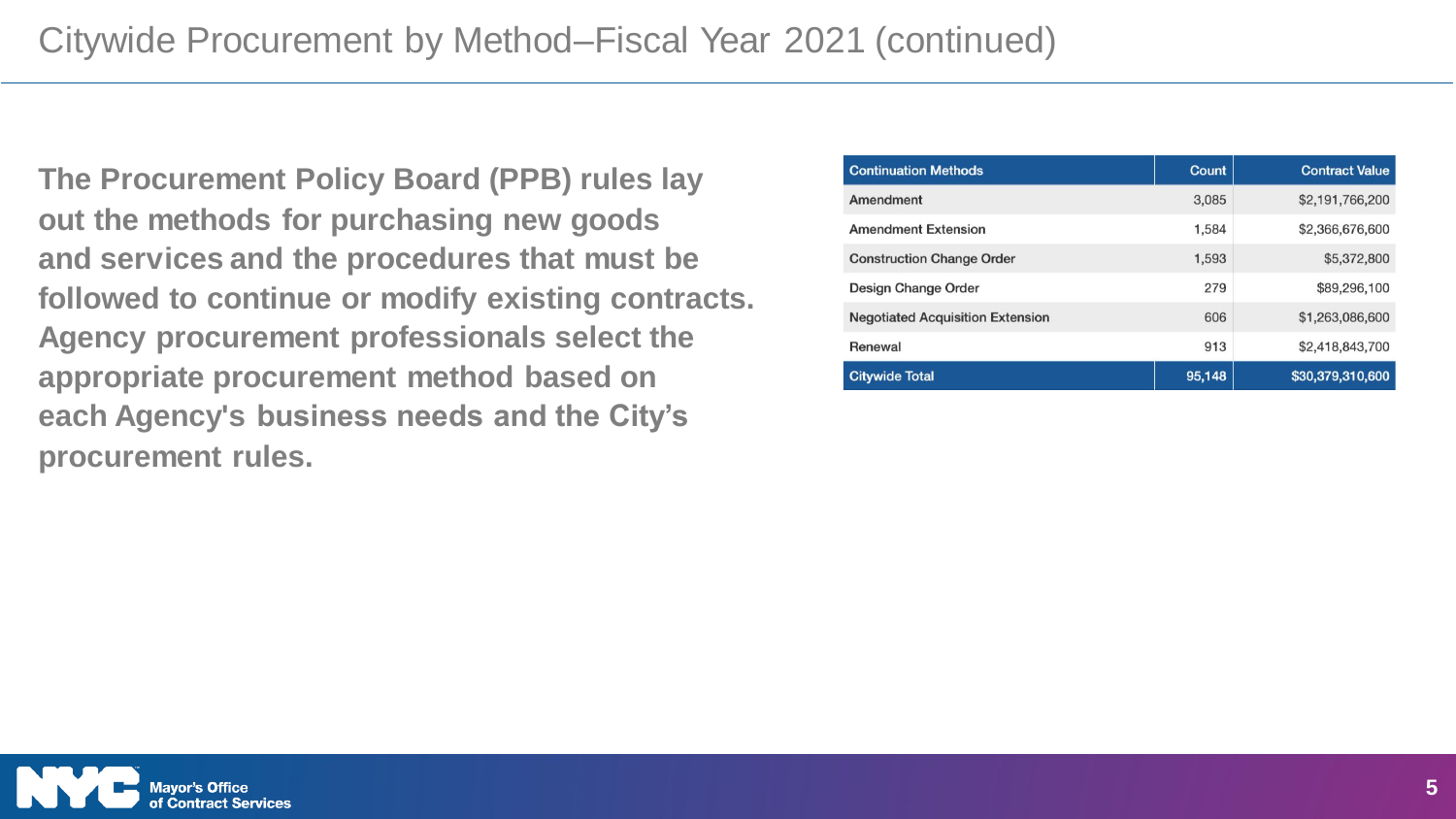# Citywide Procurement by Method–Fiscal Year 2021 (continued)

**The Procurement Policy Board (PPB) rules lay out the methods for purchasing new goods and services and the procedures that must be followed to continue or modify existing contracts. Agency procurement professionals select the appropriate procurement method based on each Agency's business needs and the City's procurement rules.**

| Continuation Methods | Count | Contract Value |
|---|---|---|
| Amendment | 3,085 | $2,191,766,200 |
| Amendment Extension | 1,584 | $2,366,676,600 |
| Construction Change Order | 1,593 | $5,372,800 |
| Design Change Order | 279 | $89,296,100 |
| Negotiated Acquisition Extension | 606 | $1,263,086,600 |
| Renewal | 913 | $2,418,843,700 |
| Citywide Total | 95,148 | $30,379,310,600 |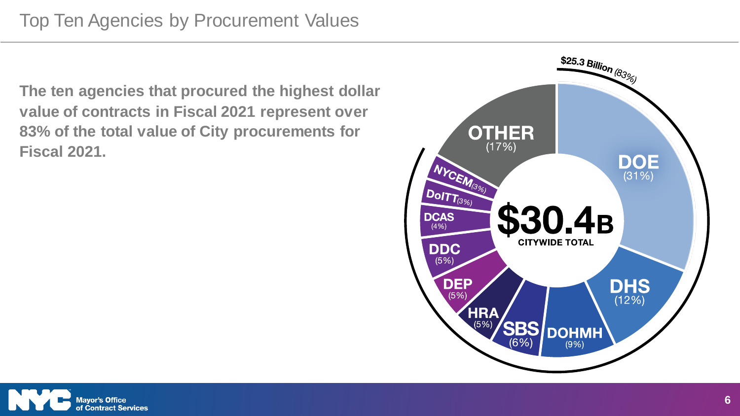# Top Ten Agencies by Procurement Values

**The ten agencies that procured the highest dollar value of contracts in Fiscal 2021 represent over 83% of the total value of City procurements for Fiscal 2021.**

$25.3 Billion (83%)

**$30.4B**
**CITYWIDE TOTAL**

| Agency | Share |
|---|---|
| DOE | 31% |
| DHS | 12% |
| DOHMH | 9% |
| SBS | 6% |
| HRA | 5% |
| DEP | 5% |
| DDC | 5% |
| DCAS | 4% |
| DoITT | 3% |
| NYCEM | 3% |
| OTHER | 17% |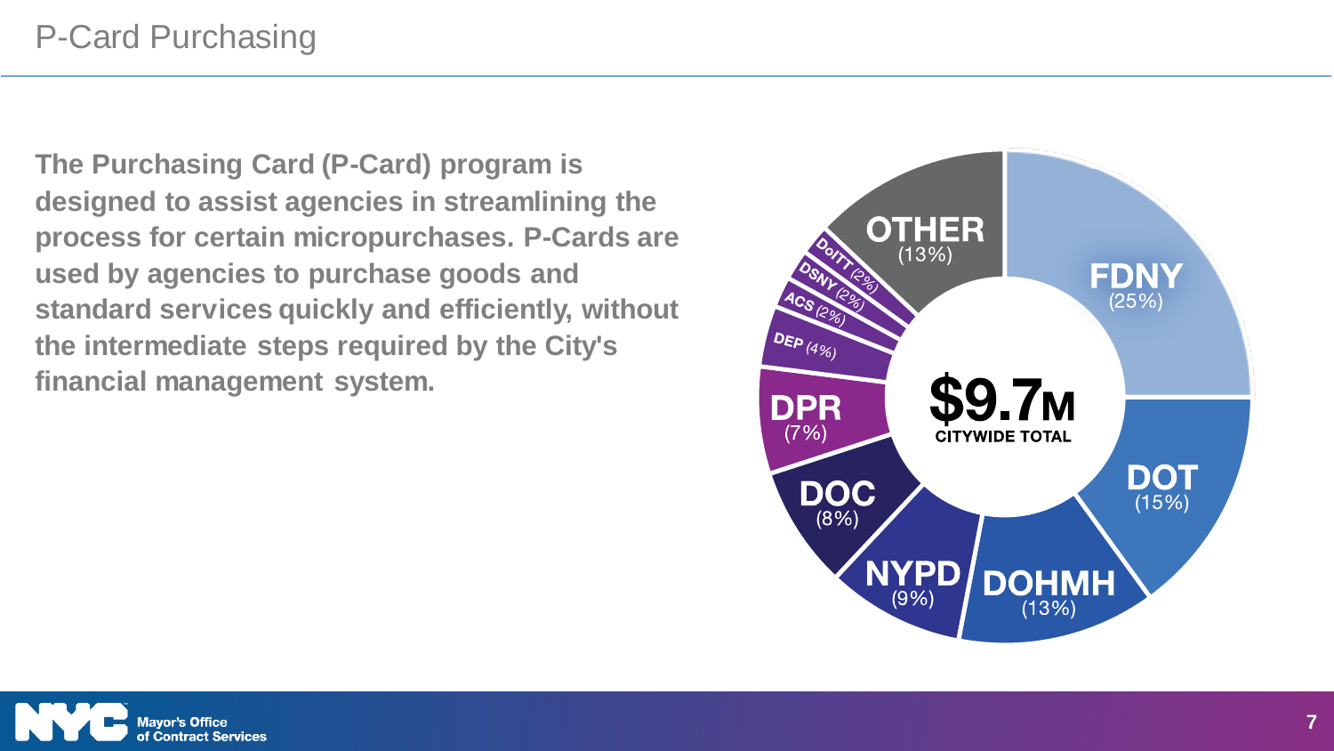# P-Card Purchasing

**The Purchasing Card (P-Card) program is designed to assist agencies in streamlining the process for certain micropurchases. P-Cards are used by agencies to purchase goods and standard services quickly and efficiently, without the intermediate steps required by the City's financial management system.**

**$9.7M**
**CITYWIDE TOTAL**

| Agency | Share |
| --- | --- |
| FDNY | 25% |
| DOT | 15% |
| DOHMH | 13% |
| NYPD | 9% |
| DOC | 8% |
| DPR | 7% |
| DEP | 4% |
| ACS | 2% |
| DSNY | 2% |
| DoITT | 2% |
| OTHER | 13% |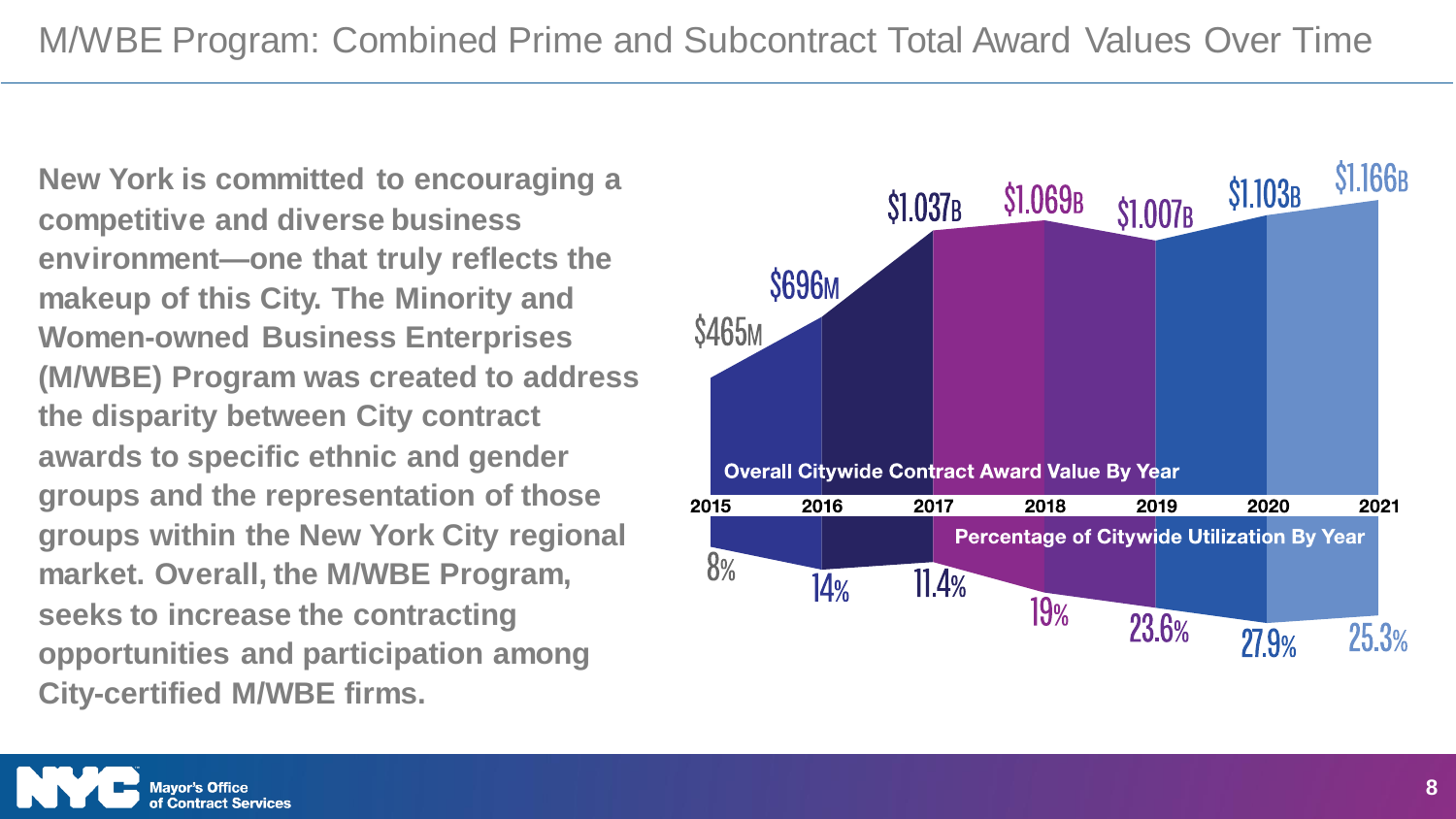# M/WBE Program: Combined Prime and Subcontract Total Award Values Over Time

**New York is committed to encouraging a competitive and diverse business environment—one that truly reflects the makeup of this City. The Minority and Women-owned Business Enterprises (M/WBE) Program was created to address the disparity between City contract awards to specific ethnic and gender groups and the representation of those groups within the New York City regional market. Overall, the M/WBE Program, seeks to increase the contracting opportunities and participation among City-certified M/WBE firms.**

| | 2015 | 2016 | 2017 | 2018 | 2019 | 2020 | 2021 |
|---|---|---|---|---|---|---|---|
| Overall Citywide Contract Award Value By Year | $465M | $696M | $1.037B | $1.069B | $1.007B | $1.103B | $1.166B |
| Percentage of Citywide Utilization By Year | 8% | 14% | 11.4% | 19% | 23.6% | 27.9% | 25.3% |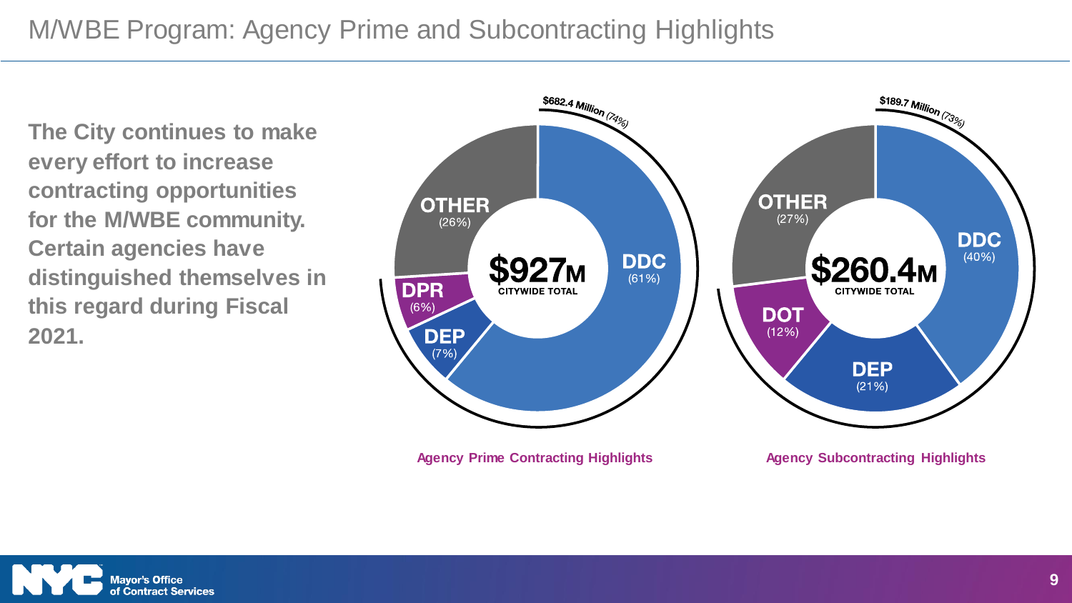# M/WBE Program: Agency Prime and Subcontracting Highlights

**The City continues to make every effort to increase contracting opportunities for the M/WBE community. Certain agencies have distinguished themselves in this regard during Fiscal 2021.**

**$927M** CITYWIDE TOTAL

$682.4 Million (74%)

| Agency | Share |
| --- | --- |
| DDC | (61%) |
| DEP | (7%) |
| DPR | (6%) |
| OTHER | (26%) |

Agency Prime Contracting Highlights

**$260.4M** CITYWIDE TOTAL

$189.7 Million (73%)

| Agency | Share |
| --- | --- |
| DDC | (40%) |
| DEP | (21%) |
| DOT | (12%) |
| OTHER | (27%) |

Agency Subcontracting Highlights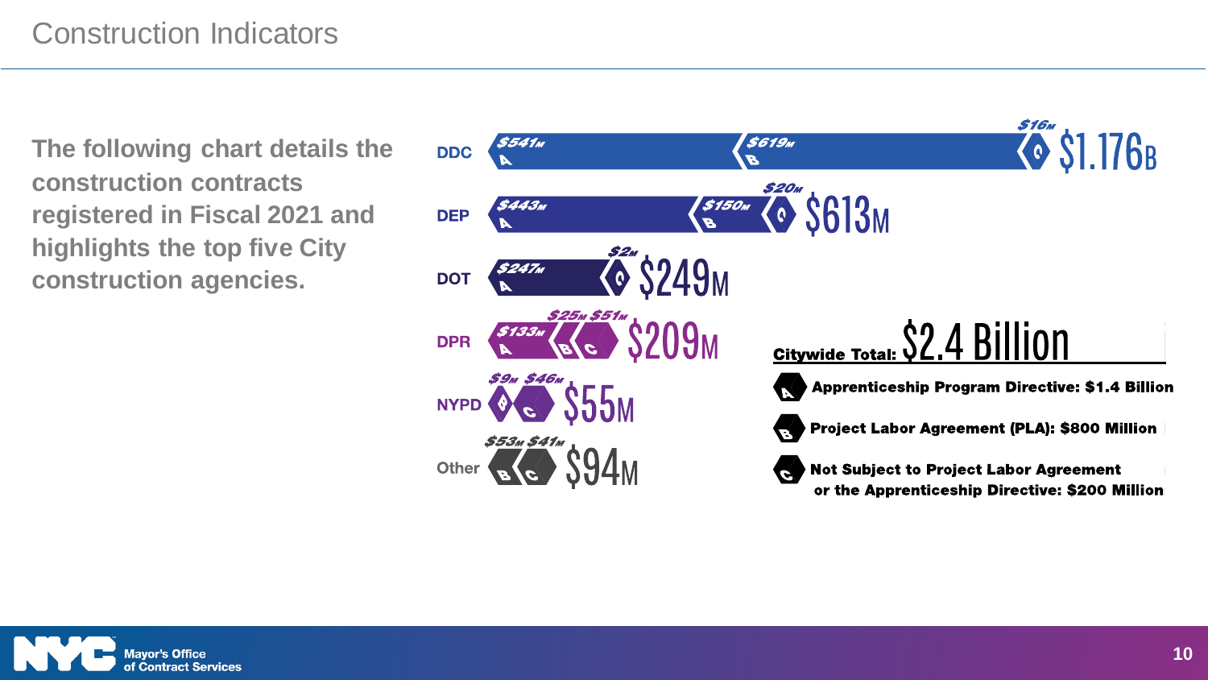# Construction Indicators

**The following chart details the construction contracts registered in Fiscal 2021 and highlights the top five City construction agencies.**

DDC
$541M A
$619M B
$16M C
$1.176B

DEP
$443M A
$150M B
$20M C
$613M

DOT
$247M A
$2M C
$249M

DPR
$133M A
$25M B
$51M C
$209M

NYPD
$9M B
$46M C
$55M

Other
$53M B
$41M C
$94M

Citywide Total: $2.4 Billion

A Apprenticeship Program Directive: $1.4 Billion

B Project Labor Agreement (PLA): $800 Million

C Not Subject to Project Labor Agreement or the Apprenticeship Directive: $200 Million

Mayor's Office of Contract Services